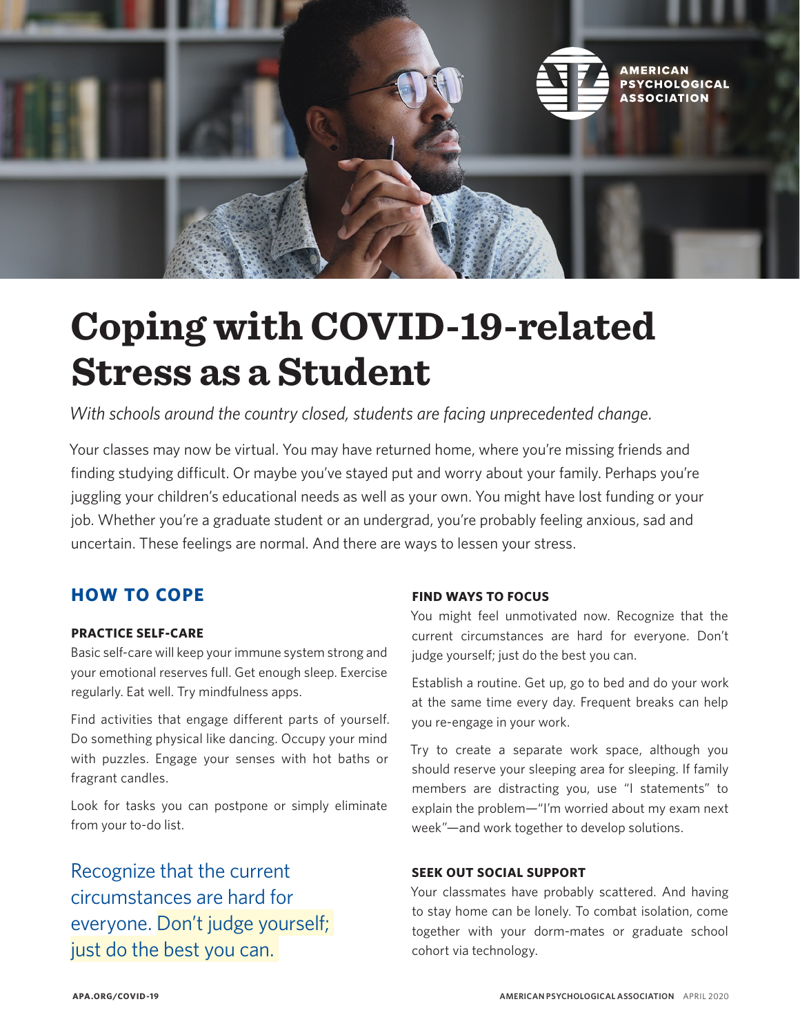# Coping with COVID-19-related Stress as a Student

*With schools around the country closed, students are facing unprecedented change.*

Your classes may now be virtual. You may have returned home, where you're missing friends and finding studying difficult. Or maybe you've stayed put and worry about your family. Perhaps you're juggling your children's educational needs as well as your own. You might have lost funding or your job. Whether you're a graduate student or an undergrad, you're probably feeling anxious, sad and uncertain. These feelings are normal. And there are ways to lessen your stress.

## HOW TO COPE

### PRACTICE SELF-CARE

Basic self-care will keep your immune system strong and your emotional reserves full. Get enough sleep. Exercise regularly. Eat well. Try mindfulness apps.

Find activities that engage different parts of yourself. Do something physical like dancing. Occupy your mind with puzzles. Engage your senses with hot baths or fragrant candles.

Look for tasks you can postpone or simply eliminate from your to-do list.

> Recognize that the current circumstances are hard for everyone. Don't judge yourself; just do the best you can.

### FIND WAYS TO FOCUS

You might feel unmotivated now. Recognize that the current circumstances are hard for everyone. Don't judge yourself; just do the best you can.

Establish a routine. Get up, go to bed and do your work at the same time every day. Frequent breaks can help you re-engage in your work.

Try to create a separate work space, although you should reserve your sleeping area for sleeping. If family members are distracting you, use "I statements" to explain the problem—"I'm worried about my exam next week"—and work together to develop solutions.

### SEEK OUT SOCIAL SUPPORT

Your classmates have probably scattered. And having to stay home can be lonely. To combat isolation, come together with your dorm-mates or graduate school cohort via technology.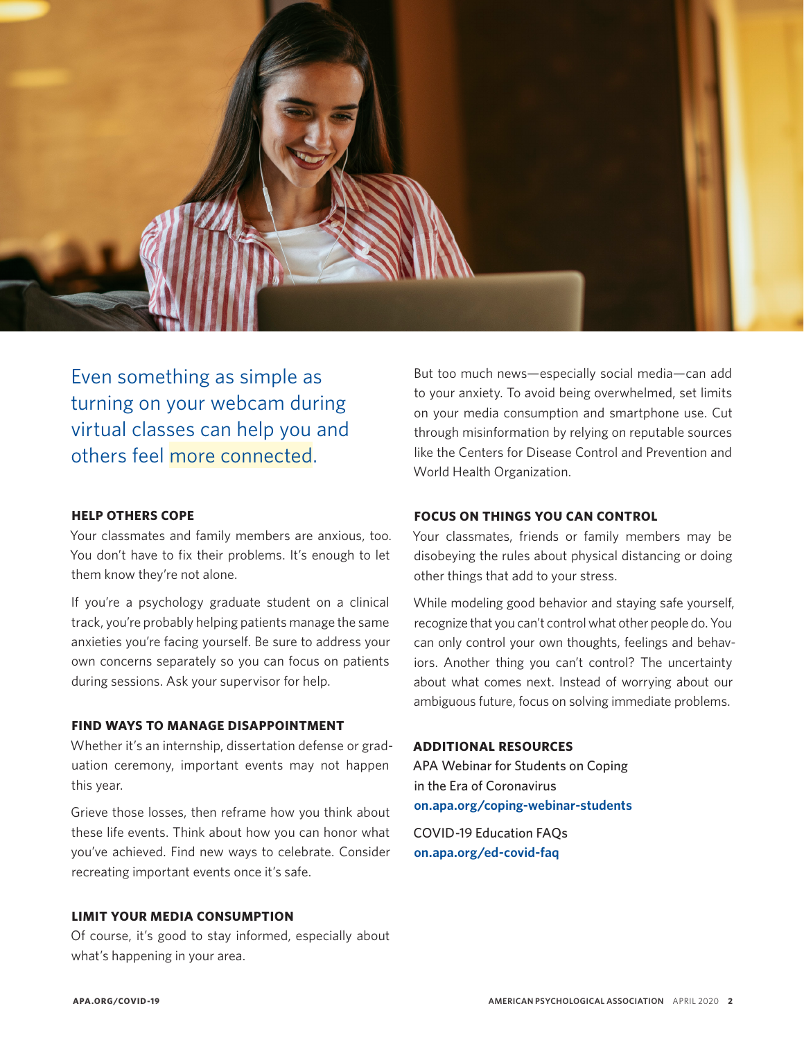Even something as simple as turning on your webcam during virtual classes can help you and others feel more connected.

### HELP OTHERS COPE

Your classmates and family members are anxious, too. You don't have to fix their problems. It's enough to let them know they're not alone.

If you're a psychology graduate student on a clinical track, you're probably helping patients manage the same anxieties you're facing yourself. Be sure to address your own concerns separately so you can focus on patients during sessions. Ask your supervisor for help.

### FIND WAYS TO MANAGE DISAPPOINTMENT

Whether it's an internship, dissertation defense or graduation ceremony, important events may not happen this year.

Grieve those losses, then reframe how you think about these life events. Think about how you can honor what you've achieved. Find new ways to celebrate. Consider recreating important events once it's safe.

### LIMIT YOUR MEDIA CONSUMPTION

Of course, it's good to stay informed, especially about what's happening in your area.

But too much news—especially social media—can add to your anxiety. To avoid being overwhelmed, set limits on your media consumption and smartphone use. Cut through misinformation by relying on reputable sources like the Centers for Disease Control and Prevention and World Health Organization.

### FOCUS ON THINGS YOU CAN CONTROL

Your classmates, friends or family members may be disobeying the rules about physical distancing or doing other things that add to your stress.

While modeling good behavior and staying safe yourself, recognize that you can't control what other people do. You can only control your own thoughts, feelings and behaviors. Another thing you can't control? The uncertainty about what comes next. Instead of worrying about our ambiguous future, focus on solving immediate problems.

### ADDITIONAL RESOURCES

APA Webinar for Students on Coping in the Era of Coronavirus
**on.apa.org/coping-webinar-students**

COVID-19 Education FAQs
**on.apa.org/ed-covid-faq**